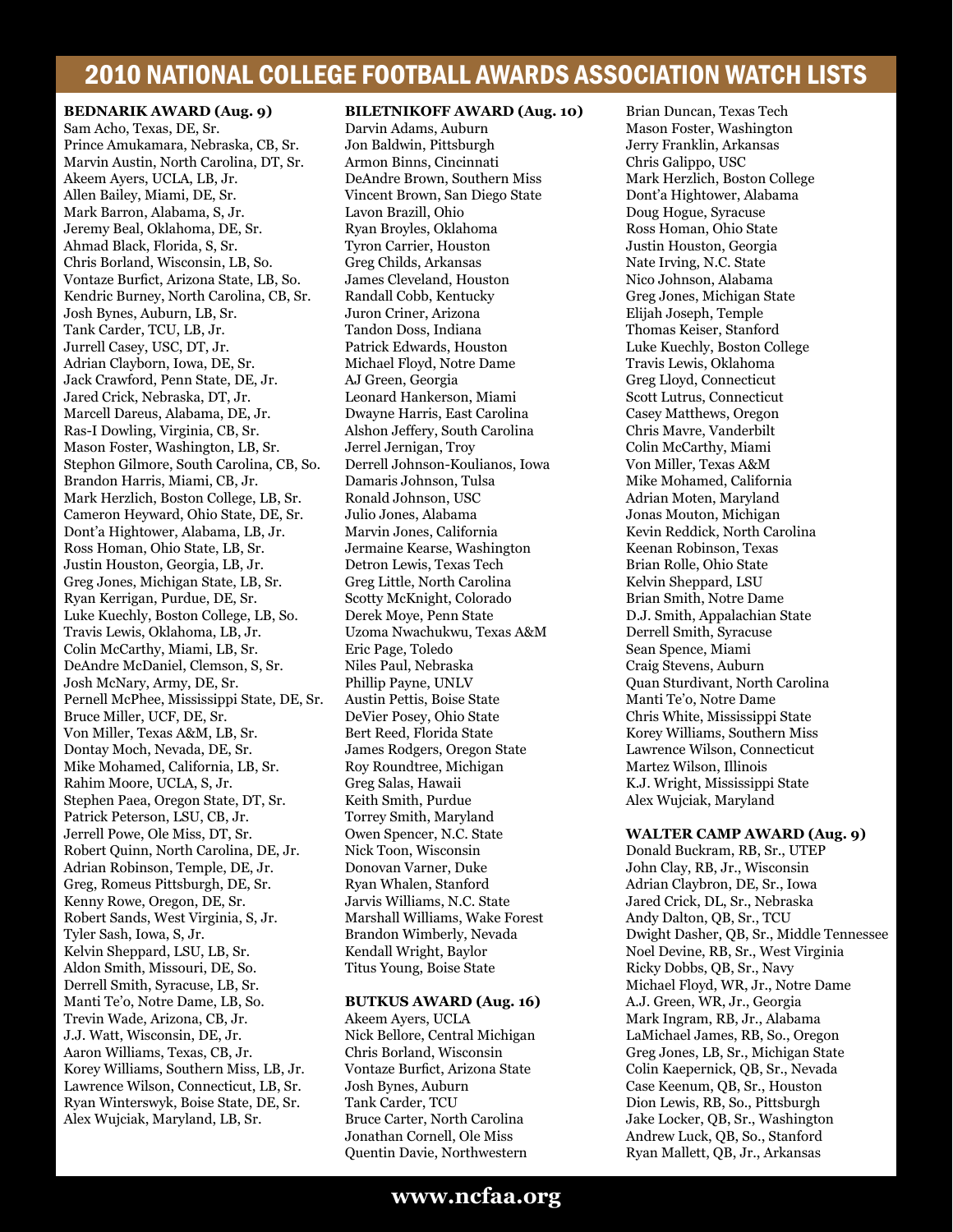# 2010 NATIONAL COLLEGE FOOTBALL AWARDS ASSOCIATION WATCH LISTS

**BEDNARIK AWARD (Aug. 9)**

Sam Acho, Texas, DE, Sr.
Prince Amukamara, Nebraska, CB, Sr.
Marvin Austin, North Carolina, DT, Sr.
Akeem Ayers, UCLA, LB, Jr.
Allen Bailey, Miami, DE, Sr.
Mark Barron, Alabama, S, Jr.
Jeremy Beal, Oklahoma, DE, Sr.
Ahmad Black, Florida, S, Sr.
Chris Borland, Wisconsin, LB, So.
Vontaze Burfict, Arizona State, LB, So.
Kendric Burney, North Carolina, CB, Sr.
Josh Bynes, Auburn, LB, Sr.
Tank Carder, TCU, LB, Jr.
Jurrell Casey, USC, DT, Jr.
Adrian Clayborn, Iowa, DE, Sr.
Jack Crawford, Penn State, DE, Jr.
Jared Crick, Nebraska, DT, Jr.
Marcell Dareus, Alabama, DE, Jr.
Ras-I Dowling, Virginia, CB, Sr.
Mason Foster, Washington, LB, Sr.
Stephon Gilmore, South Carolina, CB, So.
Brandon Harris, Miami, CB, Jr.
Mark Herzlich, Boston College, LB, Sr.
Cameron Heyward, Ohio State, DE, Sr.
Dont'a Hightower, Alabama, LB, Jr.
Ross Homan, Ohio State, LB, Sr.
Justin Houston, Georgia, LB, Jr.
Greg Jones, Michigan State, LB, Sr.
Ryan Kerrigan, Purdue, DE, Sr.
Luke Kuechly, Boston College, LB, So.
Travis Lewis, Oklahoma, LB, Jr.
Colin McCarthy, Miami, LB, Sr.
DeAndre McDaniel, Clemson, S, Sr.
Josh McNary, Army, DE, Sr.
Pernell McPhee, Mississippi State, DE, Sr.
Bruce Miller, UCF, DE, Sr.
Von Miller, Texas A&M, LB, Sr.
Dontay Moch, Nevada, DE, Sr.
Mike Mohamed, California, LB, Sr.
Rahim Moore, UCLA, S, Jr.
Stephen Paea, Oregon State, DT, Sr.
Patrick Peterson, LSU, CB, Jr.
Jerrell Powe, Ole Miss, DT, Sr.
Robert Quinn, North Carolina, DE, Jr.
Adrian Robinson, Temple, DE, Jr.
Greg, Romeus Pittsburgh, DE, Sr.
Kenny Rowe, Oregon, DE, Sr.
Robert Sands, West Virginia, S, Jr.
Tyler Sash, Iowa, S, Jr.
Kelvin Sheppard, LSU, LB, Sr.
Aldon Smith, Missouri, DE, So.
Derrell Smith, Syracuse, LB, Sr.
Manti Te'o, Notre Dame, LB, So.
Trevin Wade, Arizona, CB, Jr.
J.J. Watt, Wisconsin, DE, Jr.
Aaron Williams, Texas, CB, Jr.
Korey Williams, Southern Miss, LB, Jr.
Lawrence Wilson, Connecticut, LB, Sr.
Ryan Winterswyk, Boise State, DE, Sr.
Alex Wujciak, Maryland, LB, Sr.

**BILETNIKOFF AWARD (Aug. 10)**

Darvin Adams, Auburn
Jon Baldwin, Pittsburgh
Armon Binns, Cincinnati
DeAndre Brown, Southern Miss
Vincent Brown, San Diego State
Lavon Brazill, Ohio
Ryan Broyles, Oklahoma
Tyron Carrier, Houston
Greg Childs, Arkansas
James Cleveland, Houston
Randall Cobb, Kentucky
Juron Criner, Arizona
Tandon Doss, Indiana
Patrick Edwards, Houston
Michael Floyd, Notre Dame
AJ Green, Georgia
Leonard Hankerson, Miami
Dwayne Harris, East Carolina
Alshon Jeffery, South Carolina
Jerrel Jernigan, Troy
Derrell Johnson-Koulianos, Iowa
Damaris Johnson, Tulsa
Ronald Johnson, USC
Julio Jones, Alabama
Marvin Jones, California
Jermaine Kearse, Washington
Detron Lewis, Texas Tech
Greg Little, North Carolina
Scotty McKnight, Colorado
Derek Moye, Penn State
Uzoma Nwachukwu, Texas A&M
Eric Page, Toledo
Niles Paul, Nebraska
Phillip Payne, UNLV
Austin Pettis, Boise State
DeVier Posey, Ohio State
Bert Reed, Florida State
James Rodgers, Oregon State
Roy Roundtree, Michigan
Greg Salas, Hawaii
Keith Smith, Purdue
Torrey Smith, Maryland
Owen Spencer, N.C. State
Nick Toon, Wisconsin
Donovan Varner, Duke
Ryan Whalen, Stanford
Jarvis Williams, N.C. State
Marshall Williams, Wake Forest
Brandon Wimberly, Nevada
Kendall Wright, Baylor
Titus Young, Boise State

**BUTKUS AWARD (Aug. 16)**

Akeem Ayers, UCLA
Nick Bellore, Central Michigan
Chris Borland, Wisconsin
Vontaze Burfict, Arizona State
Josh Bynes, Auburn
Tank Carder, TCU
Bruce Carter, North Carolina
Jonathan Cornell, Ole Miss
Quentin Davie, Northwestern
Brian Duncan, Texas Tech
Mason Foster, Washington
Jerry Franklin, Arkansas
Chris Galippo, USC
Mark Herzlich, Boston College
Dont'a Hightower, Alabama
Doug Hogue, Syracuse
Ross Homan, Ohio State
Justin Houston, Georgia
Nate Irving, N.C. State
Nico Johnson, Alabama
Greg Jones, Michigan State
Elijah Joseph, Temple
Thomas Keiser, Stanford
Luke Kuechly, Boston College
Travis Lewis, Oklahoma
Greg Lloyd, Connecticut
Scott Lutrus, Connecticut
Casey Matthews, Oregon
Chris Mavre, Vanderbilt
Colin McCarthy, Miami
Von Miller, Texas A&M
Mike Mohamed, California
Adrian Moten, Maryland
Jonas Mouton, Michigan
Kevin Reddick, North Carolina
Keenan Robinson, Texas
Brian Rolle, Ohio State
Kelvin Sheppard, LSU
Brian Smith, Notre Dame
D.J. Smith, Appalachian State
Derrell Smith, Syracuse
Sean Spence, Miami
Craig Stevens, Auburn
Quan Sturdivant, North Carolina
Manti Te'o, Notre Dame
Chris White, Mississippi State
Korey Williams, Southern Miss
Lawrence Wilson, Connecticut
Martez Wilson, Illinois
K.J. Wright, Mississippi State
Alex Wujciak, Maryland

**WALTER CAMP AWARD (Aug. 9)**

Donald Buckram, RB, Sr., UTEP
John Clay, RB, Jr., Wisconsin
Adrian Claybron, DE, Sr., Iowa
Jared Crick, DL, Sr., Nebraska
Andy Dalton, QB, Sr., TCU
Dwight Dasher, QB, Sr., Middle Tennessee
Noel Devine, RB, Sr., West Virginia
Ricky Dobbs, QB, Sr., Navy
Michael Floyd, WR, Jr., Notre Dame
A.J. Green, WR, Jr., Georgia
Mark Ingram, RB, Jr., Alabama
LaMichael James, RB, So., Oregon
Greg Jones, LB, Sr., Michigan State
Colin Kaepernick, QB, Sr., Nevada
Case Keenum, QB, Sr., Houston
Dion Lewis, RB, So., Pittsburgh
Jake Locker, QB, Sr., Washington
Andrew Luck, QB, So., Stanford
Ryan Mallett, QB, Jr., Arkansas

www.ncfaa.org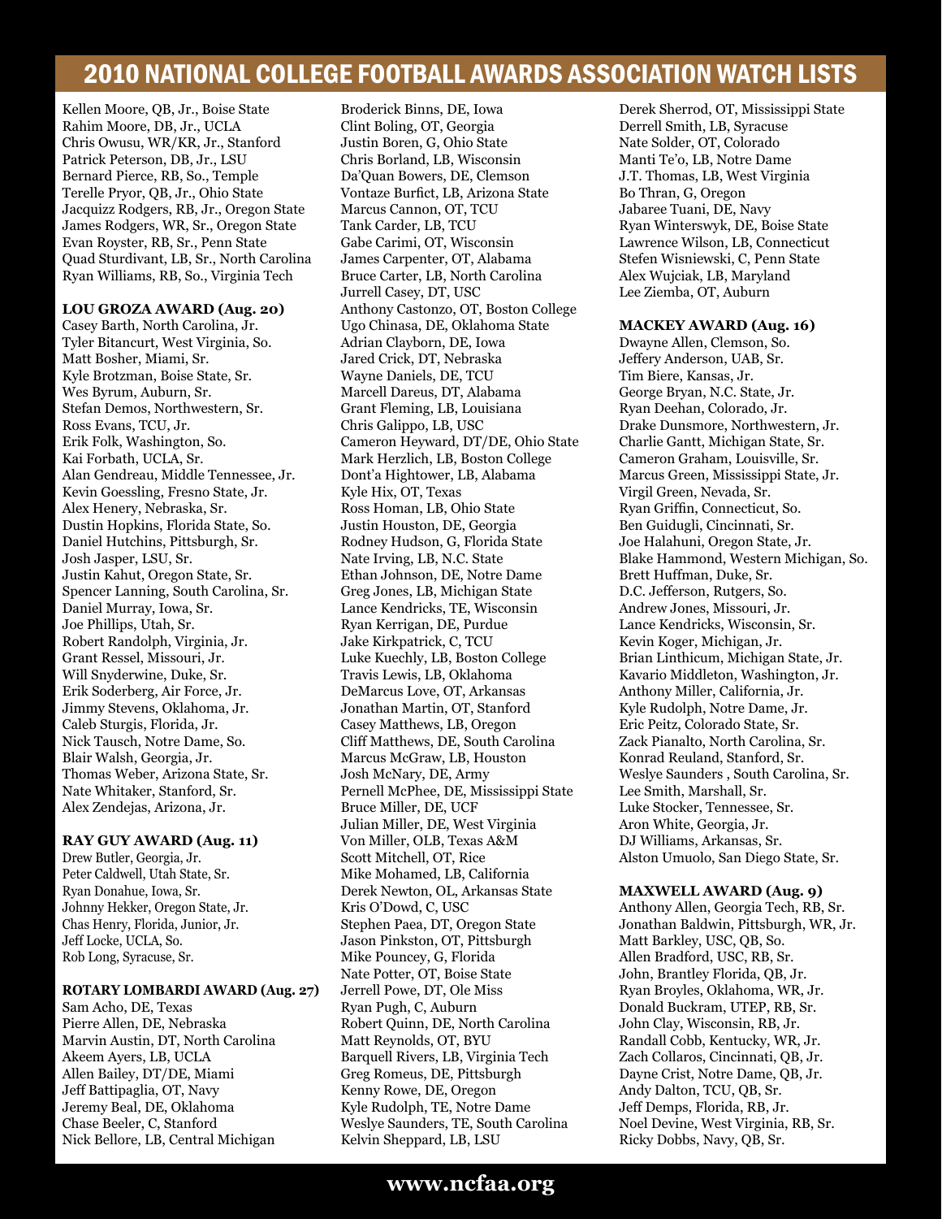# 2010 NATIONAL COLLEGE FOOTBALL AWARDS ASSOCIATION WATCH LISTS

Kellen Moore, QB, Jr., Boise State
Rahim Moore, DB, Jr., UCLA
Chris Owusu, WR/KR, Jr., Stanford
Patrick Peterson, DB, Jr., LSU
Bernard Pierce, RB, So., Temple
Terelle Pryor, QB, Jr., Ohio State
Jacquizz Rodgers, RB, Jr., Oregon State
James Rodgers, WR, Sr., Oregon State
Evan Royster, RB, Sr., Penn State
Quad Sturdivant, LB, Sr., North Carolina
Ryan Williams, RB, So., Virginia Tech

**LOU GROZA AWARD (Aug. 20)**
Casey Barth, North Carolina, Jr.
Tyler Bitancurt, West Virginia, So.
Matt Bosher, Miami, Sr.
Kyle Brotzman, Boise State, Sr.
Wes Byrum, Auburn, Sr.
Stefan Demos, Northwestern, Sr.
Ross Evans, TCU, Jr.
Erik Folk, Washington, So.
Kai Forbath, UCLA, Sr.
Alan Gendreau, Middle Tennessee, Jr.
Kevin Goessling, Fresno State, Jr.
Alex Henery, Nebraska, Sr.
Dustin Hopkins, Florida State, So.
Daniel Hutchins, Pittsburgh, Sr.
Josh Jasper, LSU, Sr.
Justin Kahut, Oregon State, Sr.
Spencer Lanning, South Carolina, Sr.
Daniel Murray, Iowa, Sr.
Joe Phillips, Utah, Sr.
Robert Randolph, Virginia, Jr.
Grant Ressel, Missouri, Jr.
Will Snyderwine, Duke, Sr.
Erik Soderberg, Air Force, Jr.
Jimmy Stevens, Oklahoma, Jr.
Caleb Sturgis, Florida, Jr.
Nick Tausch, Notre Dame, So.
Blair Walsh, Georgia, Jr.
Thomas Weber, Arizona State, Sr.
Nate Whitaker, Stanford, Sr.
Alex Zendejas, Arizona, Jr.

**RAY GUY AWARD (Aug. 11)**
Drew Butler, Georgia, Jr.
Peter Caldwell, Utah State, Sr.
Ryan Donahue, Iowa, Sr.
Johnny Hekker, Oregon State, Jr.
Chas Henry, Florida, Junior, Jr.
Jeff Locke, UCLA, So.
Rob Long, Syracuse, Sr.

**ROTARY LOMBARDI AWARD (Aug. 27)**
Sam Acho, DE, Texas
Pierre Allen, DE, Nebraska
Marvin Austin, DT, North Carolina
Akeem Ayers, LB, UCLA
Allen Bailey, DT/DE, Miami
Jeff Battipaglia, OT, Navy
Jeremy Beal, DE, Oklahoma
Chase Beeler, C, Stanford
Nick Bellore, LB, Central Michigan
Broderick Binns, DE, Iowa
Clint Boling, OT, Georgia
Justin Boren, G, Ohio State
Chris Borland, LB, Wisconsin
Da'Quan Bowers, DE, Clemson
Vontaze Burfict, LB, Arizona State
Marcus Cannon, OT, TCU
Tank Carder, LB, TCU
Gabe Carimi, OT, Wisconsin
James Carpenter, OT, Alabama
Bruce Carter, LB, North Carolina
Jurrell Casey, DT, USC
Anthony Castonzo, OT, Boston College
Ugo Chinasa, DE, Oklahoma State
Adrian Clayborn, DE, Iowa
Jared Crick, DT, Nebraska
Wayne Daniels, DE, TCU
Marcell Dareus, DT, Alabama
Grant Fleming, LB, Louisiana
Chris Galippo, LB, USC
Cameron Heyward, DT/DE, Ohio State
Mark Herzlich, LB, Boston College
Dont'a Hightower, LB, Alabama
Kyle Hix, OT, Texas
Ross Homan, LB, Ohio State
Justin Houston, DE, Georgia
Rodney Hudson, G, Florida State
Nate Irving, LB, N.C. State
Ethan Johnson, DE, Notre Dame
Greg Jones, LB, Michigan State
Lance Kendricks, TE, Wisconsin
Ryan Kerrigan, DE, Purdue
Jake Kirkpatrick, C, TCU
Luke Kuechly, LB, Boston College
Travis Lewis, LB, Oklahoma
DeMarcus Love, OT, Arkansas
Jonathan Martin, OT, Stanford
Casey Matthews, LB, Oregon
Cliff Matthews, DE, South Carolina
Marcus McGraw, LB, Houston
Josh McNary, DE, Army
Pernell McPhee, DE, Mississippi State
Bruce Miller, DE, UCF
Julian Miller, DE, West Virginia
Von Miller, OLB, Texas A&M
Scott Mitchell, OT, Rice
Mike Mohamed, LB, California
Derek Newton, OL, Arkansas State
Kris O'Dowd, C, USC
Stephen Paea, DT, Oregon State
Jason Pinkston, OT, Pittsburgh
Mike Pouncey, G, Florida
Nate Potter, OT, Boise State
Jerrell Powe, DT, Ole Miss
Ryan Pugh, C, Auburn
Robert Quinn, DE, North Carolina
Matt Reynolds, OT, BYU
Barquell Rivers, LB, Virginia Tech
Greg Romeus, DE, Pittsburgh
Kenny Rowe, DE, Oregon
Kyle Rudolph, TE, Notre Dame
Weslye Saunders, TE, South Carolina
Kelvin Sheppard, LB, LSU
Derek Sherrod, OT, Mississippi State
Derrell Smith, LB, Syracuse
Nate Solder, OT, Colorado
Manti Te'o, LB, Notre Dame
J.T. Thomas, LB, West Virginia
Bo Thran, G, Oregon
Jabaree Tuani, DE, Navy
Ryan Winterswyk, DE, Boise State
Lawrence Wilson, LB, Connecticut
Stefen Wisniewski, C, Penn State
Alex Wujciak, LB, Maryland
Lee Ziemba, OT, Auburn

**MACKEY AWARD (Aug. 16)**
Dwayne Allen, Clemson, So.
Jeffery Anderson, UAB, Sr.
Tim Biere, Kansas, Jr.
George Bryan, N.C. State, Jr.
Ryan Deehan, Colorado, Jr.
Drake Dunsmore, Northwestern, Jr.
Charlie Gantt, Michigan State, Sr.
Cameron Graham, Louisville, Sr.
Marcus Green, Mississippi State, Jr.
Virgil Green, Nevada, Sr.
Ryan Griffin, Connecticut, So.
Ben Guidugli, Cincinnati, Sr.
Joe Halahuni, Oregon State, Jr.
Blake Hammond, Western Michigan, So.
Brett Huffman, Duke, Sr.
D.C. Jefferson, Rutgers, So.
Andrew Jones, Missouri, Jr.
Lance Kendricks, Wisconsin, Sr.
Kevin Koger, Michigan, Jr.
Brian Linthicum, Michigan State, Jr.
Kavario Middleton, Washington, Jr.
Anthony Miller, California, Jr.
Kyle Rudolph, Notre Dame, Jr.
Eric Peitz, Colorado State, Sr.
Zack Pianalto, North Carolina, Sr.
Konrad Reuland, Stanford, Sr.
Weslye Saunders , South Carolina, Sr.
Lee Smith, Marshall, Sr.
Luke Stocker, Tennessee, Sr.
Aron White, Georgia, Jr.
DJ Williams, Arkansas, Sr.
Alston Umuolo, San Diego State, Sr.

**MAXWELL AWARD (Aug. 9)**
Anthony Allen, Georgia Tech, RB, Sr.
Jonathan Baldwin, Pittsburgh, WR, Jr.
Matt Barkley, USC, QB, So.
Allen Bradford, USC, RB, Sr.
John, Brantley Florida, QB, Jr.
Ryan Broyles, Oklahoma, WR, Jr.
Donald Buckram, UTEP, RB, Sr.
John Clay, Wisconsin, RB, Jr.
Randall Cobb, Kentucky, WR, Jr.
Zach Collaros, Cincinnati, QB, Jr.
Dayne Crist, Notre Dame, QB, Jr.
Andy Dalton, TCU, QB, Sr.
Jeff Demps, Florida, RB, Jr.
Noel Devine, West Virginia, RB, Sr.
Ricky Dobbs, Navy, QB, Sr.

**www.ncfaa.org**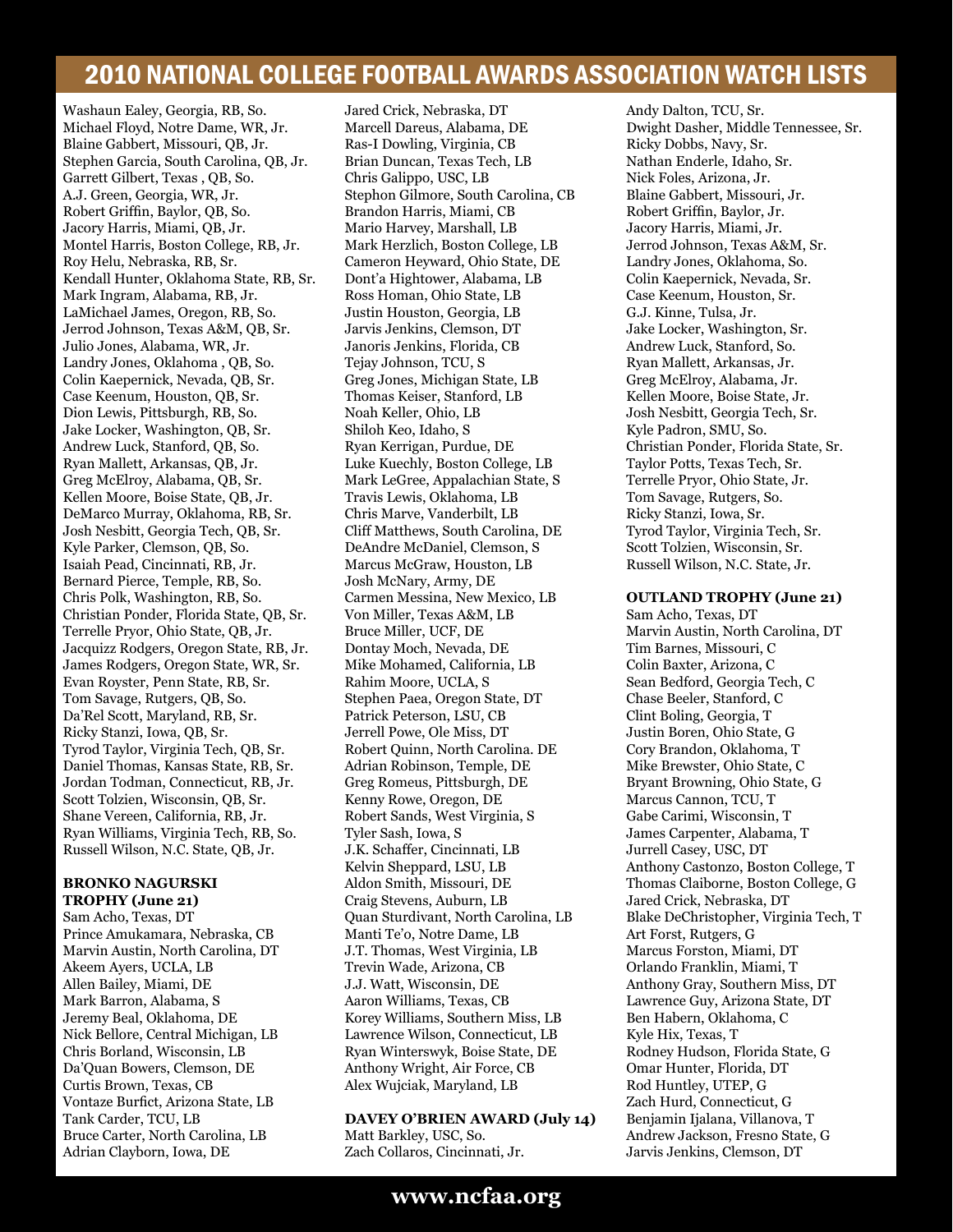# 2010 NATIONAL COLLEGE FOOTBALL AWARDS ASSOCIATION WATCH LISTS

Washaun Ealey, Georgia, RB, So.
Michael Floyd, Notre Dame, WR, Jr.
Blaine Gabbert, Missouri, QB, Jr.
Stephen Garcia, South Carolina, QB, Jr.
Garrett Gilbert, Texas , QB, So.
A.J. Green, Georgia, WR, Jr.
Robert Griffin, Baylor, QB, So.
Jacory Harris, Miami, QB, Jr.
Montel Harris, Boston College, RB, Jr.
Roy Helu, Nebraska, RB, Sr.
Kendall Hunter, Oklahoma State, RB, Sr.
Mark Ingram, Alabama, RB, Jr.
LaMichael James, Oregon, RB, So.
Jerrod Johnson, Texas A&M, QB, Sr.
Julio Jones, Alabama, WR, Jr.
Landry Jones, Oklahoma , QB, So.
Colin Kaepernick, Nevada, QB, Sr.
Case Keenum, Houston, QB, Sr.
Dion Lewis, Pittsburgh, RB, So.
Jake Locker, Washington, QB, Sr.
Andrew Luck, Stanford, QB, So.
Ryan Mallett, Arkansas, QB, Jr.
Greg McElroy, Alabama, QB, Sr.
Kellen Moore, Boise State, QB, Jr.
DeMarco Murray, Oklahoma, RB, Sr.
Josh Nesbitt, Georgia Tech, QB, Sr.
Kyle Parker, Clemson, QB, So.
Isaiah Pead, Cincinnati, RB, Jr.
Bernard Pierce, Temple, RB, So.
Chris Polk, Washington, RB, So.
Christian Ponder, Florida State, QB, Sr.
Terrelle Pryor, Ohio State, QB, Jr.
Jacquizz Rodgers, Oregon State, RB, Jr.
James Rodgers, Oregon State, WR, Sr.
Evan Royster, Penn State, RB, Sr.
Tom Savage, Rutgers, QB, So.
Da'Rel Scott, Maryland, RB, Sr.
Ricky Stanzi, Iowa, QB, Sr.
Tyrod Taylor, Virginia Tech, QB, Sr.
Daniel Thomas, Kansas State, RB, Sr.
Jordan Todman, Connecticut, RB, Jr.
Scott Tolzien, Wisconsin, QB, Sr.
Shane Vereen, California, RB, Jr.
Ryan Williams, Virginia Tech, RB, So.
Russell Wilson, N.C. State, QB, Jr.

**BRONKO NAGURSKI TROPHY (June 21)**

Sam Acho, Texas, DT
Prince Amukamara, Nebraska, CB
Marvin Austin, North Carolina, DT
Akeem Ayers, UCLA, LB
Allen Bailey, Miami, DE
Mark Barron, Alabama, S
Jeremy Beal, Oklahoma, DE
Nick Bellore, Central Michigan, LB
Chris Borland, Wisconsin, LB
Da'Quan Bowers, Clemson, DE
Curtis Brown, Texas, CB
Vontaze Burfict, Arizona State, LB
Tank Carder, TCU, LB
Bruce Carter, North Carolina, LB
Adrian Clayborn, Iowa, DE
Jared Crick, Nebraska, DT
Marcell Dareus, Alabama, DE
Ras-I Dowling, Virginia, CB
Brian Duncan, Texas Tech, LB
Chris Galippo, USC, LB
Stephon Gilmore, South Carolina, CB
Brandon Harris, Miami, CB
Mario Harvey, Marshall, LB
Mark Herzlich, Boston College, LB
Cameron Heyward, Ohio State, DE
Dont'a Hightower, Alabama, LB
Ross Homan, Ohio State, LB
Justin Houston, Georgia, LB
Jarvis Jenkins, Clemson, DT
Janoris Jenkins, Florida, CB
Tejay Johnson, TCU, S
Greg Jones, Michigan State, LB
Thomas Keiser, Stanford, LB
Noah Keller, Ohio, LB
Shiloh Keo, Idaho, S
Ryan Kerrigan, Purdue, DE
Luke Kuechly, Boston College, LB
Mark LeGree, Appalachian State, S
Travis Lewis, Oklahoma, LB
Chris Marve, Vanderbilt, LB
Cliff Matthews, South Carolina, DE
DeAndre McDaniel, Clemson, S
Marcus McGraw, Houston, LB
Josh McNary, Army, DE
Carmen Messina, New Mexico, LB
Von Miller, Texas A&M, LB
Bruce Miller, UCF, DE
Dontay Moch, Nevada, DE
Mike Mohamed, California, LB
Rahim Moore, UCLA, S
Stephen Paea, Oregon State, DT
Patrick Peterson, LSU, CB
Jerrell Powe, Ole Miss, DT
Robert Quinn, North Carolina. DE
Adrian Robinson, Temple, DE
Greg Romeus, Pittsburgh, DE
Kenny Rowe, Oregon, DE
Robert Sands, West Virginia, S
Tyler Sash, Iowa, S
J.K. Schaffer, Cincinnati, LB
Kelvin Sheppard, LSU, LB
Aldon Smith, Missouri, DE
Craig Stevens, Auburn, LB
Quan Sturdivant, North Carolina, LB
Manti Te'o, Notre Dame, LB
J.T. Thomas, West Virginia, LB
Trevin Wade, Arizona, CB
J.J. Watt, Wisconsin, DE
Aaron Williams, Texas, CB
Korey Williams, Southern Miss, LB
Lawrence Wilson, Connecticut, LB
Ryan Winterswyk, Boise State, DE
Anthony Wright, Air Force, CB
Alex Wujciak, Maryland, LB

**DAVEY O'BRIEN AWARD (July 14)**

Matt Barkley, USC, So.
Zach Collaros, Cincinnati, Jr.
Andy Dalton, TCU, Sr.
Dwight Dasher, Middle Tennessee, Sr.
Ricky Dobbs, Navy, Sr.
Nathan Enderle, Idaho, Sr.
Nick Foles, Arizona, Jr.
Blaine Gabbert, Missouri, Jr.
Robert Griffin, Baylor, Jr.
Jacory Harris, Miami, Jr.
Jerrod Johnson, Texas A&M, Sr.
Landry Jones, Oklahoma, So.
Colin Kaepernick, Nevada, Sr.
Case Keenum, Houston, Sr.
G.J. Kinne, Tulsa, Jr.
Jake Locker, Washington, Sr.
Andrew Luck, Stanford, So.
Ryan Mallett, Arkansas, Jr.
Greg McElroy, Alabama, Jr.
Kellen Moore, Boise State, Jr.
Josh Nesbitt, Georgia Tech, Sr.
Kyle Padron, SMU, So.
Christian Ponder, Florida State, Sr.
Taylor Potts, Texas Tech, Sr.
Terrelle Pryor, Ohio State, Jr.
Tom Savage, Rutgers, So.
Ricky Stanzi, Iowa, Sr.
Tyrod Taylor, Virginia Tech, Sr.
Scott Tolzien, Wisconsin, Sr.
Russell Wilson, N.C. State, Jr.

**OUTLAND TROPHY (June 21)**

Sam Acho, Texas, DT
Marvin Austin, North Carolina, DT
Tim Barnes, Missouri, C
Colin Baxter, Arizona, C
Sean Bedford, Georgia Tech, C
Chase Beeler, Stanford, C
Clint Boling, Georgia, T
Justin Boren, Ohio State, G
Cory Brandon, Oklahoma, T
Mike Brewster, Ohio State, C
Bryant Browning, Ohio State, G
Marcus Cannon, TCU, T
Gabe Carimi, Wisconsin, T
James Carpenter, Alabama, T
Jurrell Casey, USC, DT
Anthony Castonzo, Boston College, T
Thomas Claiborne, Boston College, G
Jared Crick, Nebraska, DT
Blake DeChristopher, Virginia Tech, T
Art Forst, Rutgers, G
Marcus Forston, Miami, DT
Orlando Franklin, Miami, T
Anthony Gray, Southern Miss, DT
Lawrence Guy, Arizona State, DT
Ben Habern, Oklahoma, C
Kyle Hix, Texas, T
Rodney Hudson, Florida State, G
Omar Hunter, Florida, DT
Rod Huntley, UTEP, G
Zach Hurd, Connecticut, G
Benjamin Ijalana, Villanova, T
Andrew Jackson, Fresno State, G
Jarvis Jenkins, Clemson, DT

www.ncfaa.org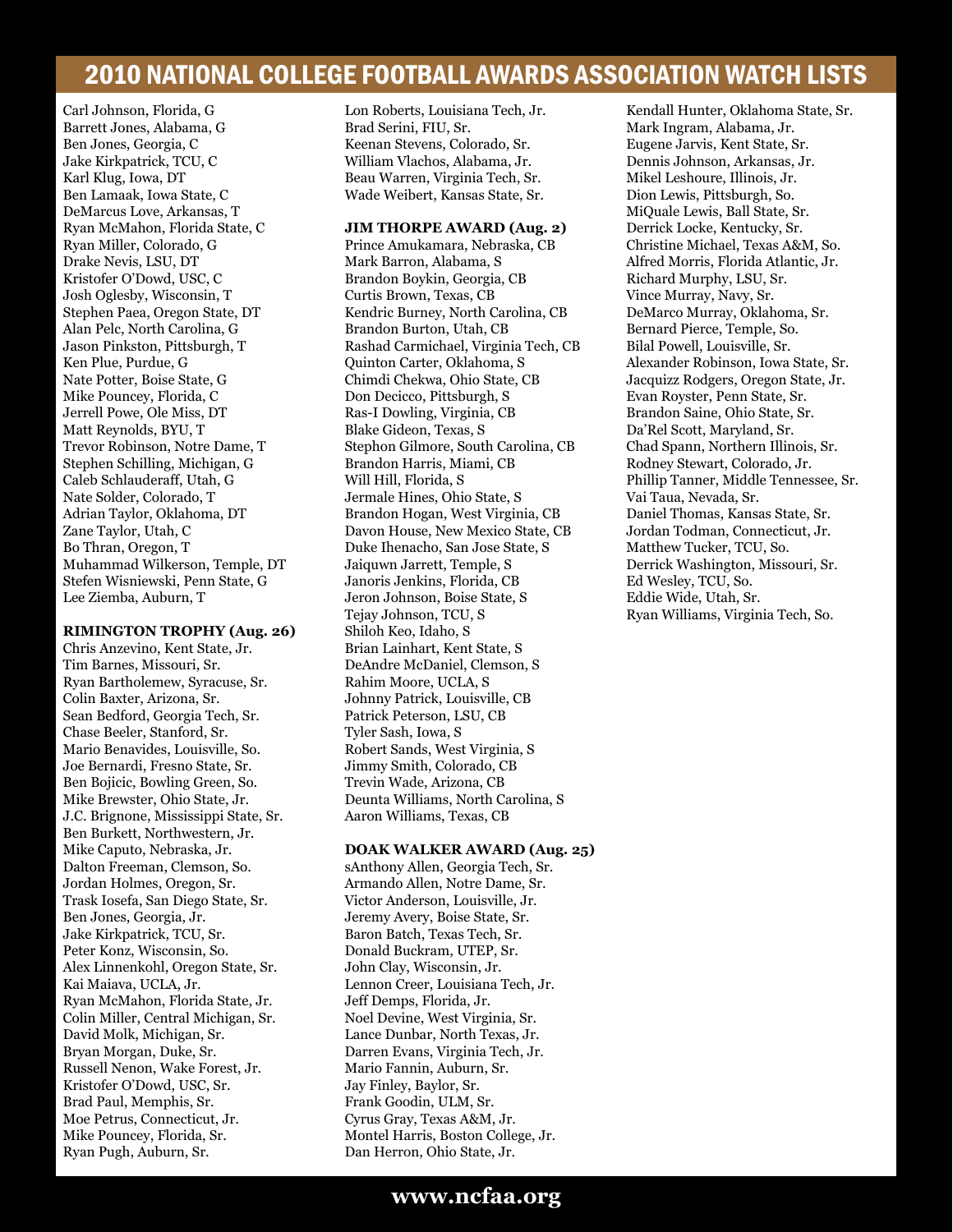# 2010 NATIONAL COLLEGE FOOTBALL AWARDS ASSOCIATION WATCH LISTS

Carl Johnson, Florida, G
Barrett Jones, Alabama, G
Ben Jones, Georgia, C
Jake Kirkpatrick, TCU, C
Karl Klug, Iowa, DT
Ben Lamaak, Iowa State, C
DeMarcus Love, Arkansas, T
Ryan McMahon, Florida State, C
Ryan Miller, Colorado, G
Drake Nevis, LSU, DT
Kristofer O'Dowd, USC, C
Josh Oglesby, Wisconsin, T
Stephen Paea, Oregon State, DT
Alan Pelc, North Carolina, G
Jason Pinkston, Pittsburgh, T
Ken Plue, Purdue, G
Nate Potter, Boise State, G
Mike Pouncey, Florida, C
Jerrell Powe, Ole Miss, DT
Matt Reynolds, BYU, T
Trevor Robinson, Notre Dame, T
Stephen Schilling, Michigan, G
Caleb Schlauderaff, Utah, G
Nate Solder, Colorado, T
Adrian Taylor, Oklahoma, DT
Zane Taylor, Utah, C
Bo Thran, Oregon, T
Muhammad Wilkerson, Temple, DT
Stefen Wisniewski, Penn State, G
Lee Ziemba, Auburn, T

**RIMINGTON TROPHY (Aug. 26)**
Chris Anzevino, Kent State, Jr.
Tim Barnes, Missouri, Sr.
Ryan Bartholemew, Syracuse, Sr.
Colin Baxter, Arizona, Sr.
Sean Bedford, Georgia Tech, Sr.
Chase Beeler, Stanford, Sr.
Mario Benavides, Louisville, So.
Joe Bernardi, Fresno State, Sr.
Ben Bojicic, Bowling Green, So.
Mike Brewster, Ohio State, Jr.
J.C. Brignone, Mississippi State, Sr.
Ben Burkett, Northwestern, Jr.
Mike Caputo, Nebraska, Jr.
Dalton Freeman, Clemson, So.
Jordan Holmes, Oregon, Sr.
Trask Iosefa, San Diego State, Sr.
Ben Jones, Georgia, Jr.
Jake Kirkpatrick, TCU, Sr.
Peter Konz, Wisconsin, So.
Alex Linnenkohl, Oregon State, Sr.
Kai Maiava, UCLA, Jr.
Ryan McMahon, Florida State, Jr.
Colin Miller, Central Michigan, Sr.
David Molk, Michigan, Sr.
Bryan Morgan, Duke, Sr.
Russell Nenon, Wake Forest, Jr.
Kristofer O'Dowd, USC, Sr.
Brad Paul, Memphis, Sr.
Moe Petrus, Connecticut, Jr.
Mike Pouncey, Florida, Sr.
Ryan Pugh, Auburn, Sr.
Lon Roberts, Louisiana Tech, Jr.
Brad Serini, FIU, Sr.
Keenan Stevens, Colorado, Sr.
William Vlachos, Alabama, Jr.
Beau Warren, Virginia Tech, Sr.
Wade Weibert, Kansas State, Sr.

**JIM THORPE AWARD (Aug. 2)**
Prince Amukamara, Nebraska, CB
Mark Barron, Alabama, S
Brandon Boykin, Georgia, CB
Curtis Brown, Texas, CB
Kendric Burney, North Carolina, CB
Brandon Burton, Utah, CB
Rashad Carmichael, Virginia Tech, CB
Quinton Carter, Oklahoma, S
Chimdi Chekwa, Ohio State, CB
Don Decicco, Pittsburgh, S
Ras-I Dowling, Virginia, CB
Blake Gideon, Texas, S
Stephon Gilmore, South Carolina, CB
Brandon Harris, Miami, CB
Will Hill, Florida, S
Jermale Hines, Ohio State, S
Brandon Hogan, West Virginia, CB
Davon House, New Mexico State, CB
Duke Ihenacho, San Jose State, S
Jaiquwn Jarrett, Temple, S
Janoris Jenkins, Florida, CB
Jeron Johnson, Boise State, S
Tejay Johnson, TCU, S
Shiloh Keo, Idaho, S
Brian Lainhart, Kent State, S
DeAndre McDaniel, Clemson, S
Rahim Moore, UCLA, S
Johnny Patrick, Louisville, CB
Patrick Peterson, LSU, CB
Tyler Sash, Iowa, S
Robert Sands, West Virginia, S
Jimmy Smith, Colorado, CB
Trevin Wade, Arizona, CB
Deunta Williams, North Carolina, S
Aaron Williams, Texas, CB

**DOAK WALKER AWARD (Aug. 25)**
sAnthony Allen, Georgia Tech, Sr.
Armando Allen, Notre Dame, Sr.
Victor Anderson, Louisville, Jr.
Jeremy Avery, Boise State, Sr.
Baron Batch, Texas Tech, Sr.
Donald Buckram, UTEP, Sr.
John Clay, Wisconsin, Jr.
Lennon Creer, Louisiana Tech, Jr.
Jeff Demps, Florida, Jr.
Noel Devine, West Virginia, Sr.
Lance Dunbar, North Texas, Jr.
Darren Evans, Virginia Tech, Jr.
Mario Fannin, Auburn, Sr.
Jay Finley, Baylor, Sr.
Frank Goodin, ULM, Sr.
Cyrus Gray, Texas A&M, Jr.
Montel Harris, Boston College, Jr.
Dan Herron, Ohio State, Jr.
Kendall Hunter, Oklahoma State, Sr.
Mark Ingram, Alabama, Jr.
Eugene Jarvis, Kent State, Sr.
Dennis Johnson, Arkansas, Jr.
Mikel Leshoure, Illinois, Jr.
Dion Lewis, Pittsburgh, So.
MiQuale Lewis, Ball State, Sr.
Derrick Locke, Kentucky, Sr.
Christine Michael, Texas A&M, So.
Alfred Morris, Florida Atlantic, Jr.
Richard Murphy, LSU, Sr.
Vince Murray, Navy, Sr.
DeMarco Murray, Oklahoma, Sr.
Bernard Pierce, Temple, So.
Bilal Powell, Louisville, Sr.
Alexander Robinson, Iowa State, Sr.
Jacquizz Rodgers, Oregon State, Jr.
Evan Royster, Penn State, Sr.
Brandon Saine, Ohio State, Sr.
Da'Rel Scott, Maryland, Sr.
Chad Spann, Northern Illinois, Sr.
Rodney Stewart, Colorado, Jr.
Phillip Tanner, Middle Tennessee, Sr.
Vai Taua, Nevada, Sr.
Daniel Thomas, Kansas State, Sr.
Jordan Todman, Connecticut, Jr.
Matthew Tucker, TCU, So.
Derrick Washington, Missouri, Sr.
Ed Wesley, TCU, So.
Eddie Wide, Utah, Sr.
Ryan Williams, Virginia Tech, So.

**www.ncfaa.org**